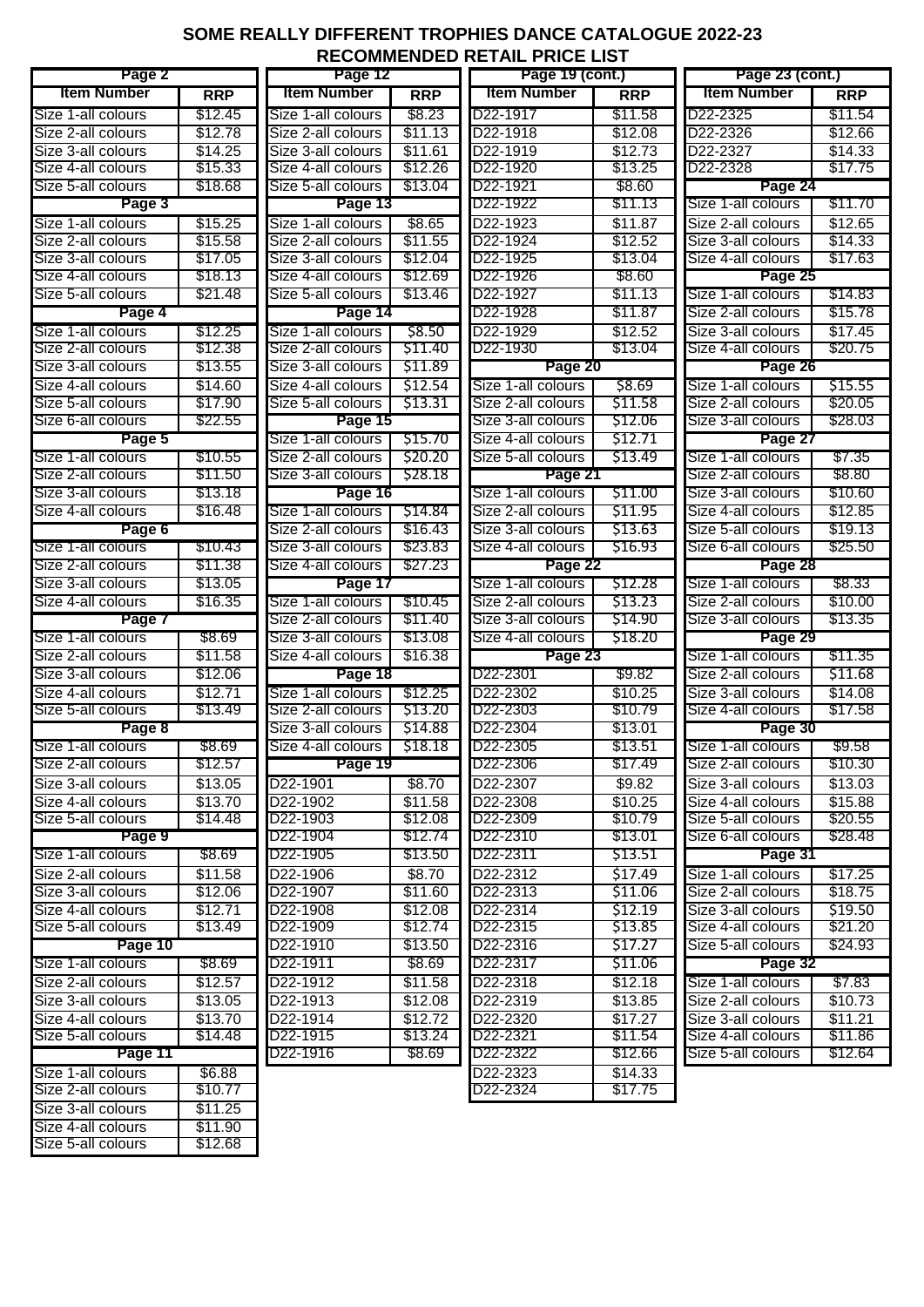# SOME REALLY DIFFERENT TROPHIES DANCE CATALOGUE 2022-23
## RECOMMENDED RETAIL PRICE LIST

| Page 2 | |
|---|---|
| **Item Number** | **RRP** |
| Size 1-all colours | $12.45 |
| Size 2-all colours | $12.78 |
| Size 3-all colours | $14.25 |
| Size 4-all colours | $15.33 |
| Size 5-all colours | $18.68 |
| **Page 3** | |
| Size 1-all colours | $15.25 |
| Size 2-all colours | $15.58 |
| Size 3-all colours | $17.05 |
| Size 4-all colours | $18.13 |
| Size 5-all colours | $21.48 |
| **Page 4** | |
| Size 1-all colours | $12.25 |
| Size 2-all colours | $12.38 |
| Size 3-all colours | $13.55 |
| Size 4-all colours | $14.60 |
| Size 5-all colours | $17.90 |
| Size 6-all colours | $22.55 |
| **Page 5** | |
| Size 1-all colours | $10.55 |
| Size 2-all colours | $11.50 |
| Size 3-all colours | $13.18 |
| Size 4-all colours | $16.48 |
| **Page 6** | |
| Size 1-all colours | $10.43 |
| Size 2-all colours | $11.38 |
| Size 3-all colours | $13.05 |
| Size 4-all colours | $16.35 |
| **Page 7** | |
| Size 1-all colours | $8.69 |
| Size 2-all colours | $11.58 |
| Size 3-all colours | $12.06 |
| Size 4-all colours | $12.71 |
| Size 5-all colours | $13.49 |
| **Page 8** | |
| Size 1-all colours | $8.69 |
| Size 2-all colours | $12.57 |
| Size 3-all colours | $13.05 |
| Size 4-all colours | $13.70 |
| Size 5-all colours | $14.48 |
| **Page 9** | |
| Size 1-all colours | $8.69 |
| Size 2-all colours | $11.58 |
| Size 3-all colours | $12.06 |
| Size 4-all colours | $12.71 |
| Size 5-all colours | $13.49 |
| **Page 10** | |
| Size 1-all colours | $8.69 |
| Size 2-all colours | $12.57 |
| Size 3-all colours | $13.05 |
| Size 4-all colours | $13.70 |
| Size 5-all colours | $14.48 |
| **Page 11** | |
| Size 1-all colours | $6.88 |
| Size 2-all colours | $10.77 |
| Size 3-all colours | $11.25 |
| Size 4-all colours | $11.90 |
| Size 5-all colours | $12.68 |

| Page 12 | |
|---|---|
| **Item Number** | **RRP** |
| Size 1-all colours | $8.23 |
| Size 2-all colours | $11.13 |
| Size 3-all colours | $11.61 |
| Size 4-all colours | $12.26 |
| Size 5-all colours | $13.04 |
| **Page 13** | |
| Size 1-all colours | $8.65 |
| Size 2-all colours | $11.55 |
| Size 3-all colours | $12.04 |
| Size 4-all colours | $12.69 |
| Size 5-all colours | $13.46 |
| **Page 14** | |
| Size 1-all colours | $8.50 |
| Size 2-all colours | $11.40 |
| Size 3-all colours | $11.89 |
| Size 4-all colours | $12.54 |
| Size 5-all colours | $13.31 |
| **Page 15** | |
| Size 1-all colours | $15.70 |
| Size 2-all colours | $20.20 |
| Size 3-all colours | $28.18 |
| **Page 16** | |
| Size 1-all colours | $14.84 |
| Size 2-all colours | $16.43 |
| Size 3-all colours | $23.83 |
| Size 4-all colours | $27.23 |
| **Page 17** | |
| Size 1-all colours | $10.45 |
| Size 2-all colours | $11.40 |
| Size 3-all colours | $13.08 |
| Size 4-all colours | $16.38 |
| **Page 18** | |
| Size 1-all colours | $12.25 |
| Size 2-all colours | $13.20 |
| Size 3-all colours | $14.88 |
| Size 4-all colours | $18.18 |
| **Page 19** | |
| D22-1901 | $8.70 |
| D22-1902 | $11.58 |
| D22-1903 | $12.08 |
| D22-1904 | $12.74 |
| D22-1905 | $13.50 |
| D22-1906 | $8.70 |
| D22-1907 | $11.60 |
| D22-1908 | $12.08 |
| D22-1909 | $12.74 |
| D22-1910 | $13.50 |
| D22-1911 | $8.69 |
| D22-1912 | $11.58 |
| D22-1913 | $12.08 |
| D22-1914 | $12.72 |
| D22-1915 | $13.24 |
| D22-1916 | $8.69 |

| Page 19 (cont.) | |
|---|---|
| **Item Number** | **RRP** |
| D22-1917 | $11.58 |
| D22-1918 | $12.08 |
| D22-1919 | $12.73 |
| D22-1920 | $13.25 |
| D22-1921 | $8.60 |
| D22-1922 | $11.13 |
| D22-1923 | $11.87 |
| D22-1924 | $12.52 |
| D22-1925 | $13.04 |
| D22-1926 | $8.60 |
| D22-1927 | $11.13 |
| D22-1928 | $11.87 |
| D22-1929 | $12.52 |
| D22-1930 | $13.04 |
| **Page 20** | |
| Size 1-all colours | $8.69 |
| Size 2-all colours | $11.58 |
| Size 3-all colours | $12.06 |
| Size 4-all colours | $12.71 |
| Size 5-all colours | $13.49 |
| **Page 21** | |
| Size 1-all colours | $11.00 |
| Size 2-all colours | $11.95 |
| Size 3-all colours | $13.63 |
| Size 4-all colours | $16.93 |
| **Page 22** | |
| Size 1-all colours | $12.28 |
| Size 2-all colours | $13.23 |
| Size 3-all colours | $14.90 |
| Size 4-all colours | $18.20 |
| **Page 23** | |
| D22-2301 | $9.82 |
| D22-2302 | $10.25 |
| D22-2303 | $10.79 |
| D22-2304 | $13.01 |
| D22-2305 | $13.51 |
| D22-2306 | $17.49 |
| D22-2307 | $9.82 |
| D22-2308 | $10.25 |
| D22-2309 | $10.79 |
| D22-2310 | $13.01 |
| D22-2311 | $13.51 |
| D22-2312 | $17.49 |
| D22-2313 | $11.06 |
| D22-2314 | $12.19 |
| D22-2315 | $13.85 |
| D22-2316 | $17.27 |
| D22-2317 | $11.06 |
| D22-2318 | $12.18 |
| D22-2319 | $13.85 |
| D22-2320 | $17.27 |
| D22-2321 | $11.54 |
| D22-2322 | $12.66 |
| D22-2323 | $14.33 |
| D22-2324 | $17.75 |

| Page 23 (cont.) | |
|---|---|
| **Item Number** | **RRP** |
| D22-2325 | $11.54 |
| D22-2326 | $12.66 |
| D22-2327 | $14.33 |
| D22-2328 | $17.75 |
| **Page 24** | |
| Size 1-all colours | $11.70 |
| Size 2-all colours | $12.65 |
| Size 3-all colours | $14.33 |
| Size 4-all colours | $17.63 |
| **Page 25** | |
| Size 1-all colours | $14.83 |
| Size 2-all colours | $15.78 |
| Size 3-all colours | $17.45 |
| Size 4-all colours | $20.75 |
| **Page 26** | |
| Size 1-all colours | $15.55 |
| Size 2-all colours | $20.05 |
| Size 3-all colours | $28.03 |
| **Page 27** | |
| Size 1-all colours | $7.35 |
| Size 2-all colours | $8.80 |
| Size 3-all colours | $10.60 |
| Size 4-all colours | $12.85 |
| Size 5-all colours | $19.13 |
| Size 6-all colours | $25.50 |
| **Page 28** | |
| Size 1-all colours | $8.33 |
| Size 2-all colours | $10.00 |
| Size 3-all colours | $13.35 |
| **Page 29** | |
| Size 1-all colours | $11.35 |
| Size 2-all colours | $11.68 |
| Size 3-all colours | $14.08 |
| Size 4-all colours | $17.58 |
| **Page 30** | |
| Size 1-all colours | $9.58 |
| Size 2-all colours | $10.30 |
| Size 3-all colours | $13.03 |
| Size 4-all colours | $15.88 |
| Size 5-all colours | $20.55 |
| Size 6-all colours | $28.48 |
| **Page 31** | |
| Size 1-all colours | $17.25 |
| Size 2-all colours | $18.75 |
| Size 3-all colours | $19.50 |
| Size 4-all colours | $21.20 |
| Size 5-all colours | $24.93 |
| **Page 32** | |
| Size 1-all colours | $7.83 |
| Size 2-all colours | $10.73 |
| Size 3-all colours | $11.21 |
| Size 4-all colours | $11.86 |
| Size 5-all colours | $12.64 |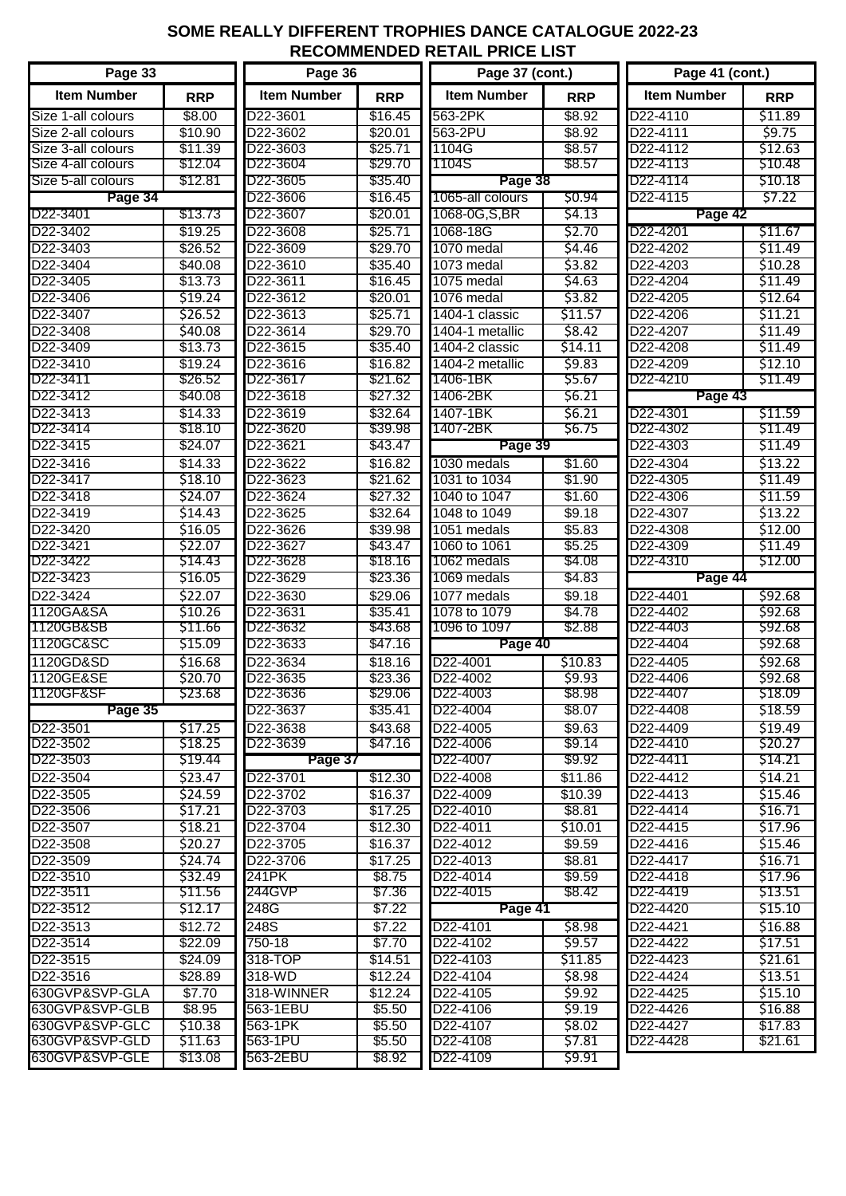## SOME REALLY DIFFERENT TROPHIES DANCE CATALOGUE 2022-23
## RECOMMENDED RETAIL PRICE LIST

| Page 33 | |
|---|---|
| **Item Number** | **RRP** |
| Size 1-all colours | $8.00 |
| Size 2-all colours | $10.90 |
| Size 3-all colours | $11.39 |
| Size 4-all colours | $12.04 |
| Size 5-all colours | $12.81 |
| **Page 34** | |
| D22-3401 | $13.73 |
| D22-3402 | $19.25 |
| D22-3403 | $26.52 |
| D22-3404 | $40.08 |
| D22-3405 | $13.73 |
| D22-3406 | $19.24 |
| D22-3407 | $26.52 |
| D22-3408 | $40.08 |
| D22-3409 | $13.73 |
| D22-3410 | $19.24 |
| D22-3411 | $26.52 |
| D22-3412 | $40.08 |
| D22-3413 | $14.33 |
| D22-3414 | $18.10 |
| D22-3415 | $24.07 |
| D22-3416 | $14.33 |
| D22-3417 | $18.10 |
| D22-3418 | $24.07 |
| D22-3419 | $14.43 |
| D22-3420 | $16.05 |
| D22-3421 | $22.07 |
| D22-3422 | $14.43 |
| D22-3423 | $16.05 |
| D22-3424 | $22.07 |
| 1120GA&SA | $10.26 |
| 1120GB&SB | $11.66 |
| 1120GC&SC | $15.09 |
| 1120GD&SD | $16.68 |
| 1120GE&SE | $20.70 |
| 1120GF&SF | $23.68 |
| **Page 35** | |
| D22-3501 | $17.25 |
| D22-3502 | $18.25 |
| D22-3503 | $19.44 |
| D22-3504 | $23.47 |
| D22-3505 | $24.59 |
| D22-3506 | $17.21 |
| D22-3507 | $18.21 |
| D22-3508 | $20.27 |
| D22-3509 | $24.74 |
| D22-3510 | $32.49 |
| D22-3511 | $11.56 |
| D22-3512 | $12.17 |
| D22-3513 | $12.72 |
| D22-3514 | $22.09 |
| D22-3515 | $24.09 |
| D22-3516 | $28.89 |
| 630GVP&SVP-GLA | $7.70 |
| 630GVP&SVP-GLB | $8.95 |
| 630GVP&SVP-GLC | $10.38 |
| 630GVP&SVP-GLD | $11.63 |
| 630GVP&SVP-GLE | $13.08 |

| Page 36 | |
|---|---|
| **Item Number** | **RRP** |
| D22-3601 | $16.45 |
| D22-3602 | $20.01 |
| D22-3603 | $25.71 |
| D22-3604 | $29.70 |
| D22-3605 | $35.40 |
| D22-3606 | $16.45 |
| D22-3607 | $20.01 |
| D22-3608 | $25.71 |
| D22-3609 | $29.70 |
| D22-3610 | $35.40 |
| D22-3611 | $16.45 |
| D22-3612 | $20.01 |
| D22-3613 | $25.71 |
| D22-3614 | $29.70 |
| D22-3615 | $35.40 |
| D22-3616 | $16.82 |
| D22-3617 | $21.62 |
| D22-3618 | $27.32 |
| D22-3619 | $32.64 |
| D22-3620 | $39.98 |
| D22-3621 | $43.47 |
| D22-3622 | $16.82 |
| D22-3623 | $21.62 |
| D22-3624 | $27.32 |
| D22-3625 | $32.64 |
| D22-3626 | $39.98 |
| D22-3627 | $43.47 |
| D22-3628 | $18.16 |
| D22-3629 | $23.36 |
| D22-3630 | $29.06 |
| D22-3631 | $35.41 |
| D22-3632 | $43.68 |
| D22-3633 | $47.16 |
| D22-3634 | $18.16 |
| D22-3635 | $23.36 |
| D22-3636 | $29.06 |
| D22-3637 | $35.41 |
| D22-3638 | $43.68 |
| D22-3639 | $47.16 |
| **Page 37** | |
| D22-3701 | $12.30 |
| D22-3702 | $16.37 |
| D22-3703 | $17.25 |
| D22-3704 | $12.30 |
| D22-3705 | $16.37 |
| D22-3706 | $17.25 |
| 241PK | $8.75 |
| 244GVP | $7.36 |
| 248G | $7.22 |
| 248S | $7.22 |
| 750-18 | $7.70 |
| 318-TOP | $14.51 |
| 318-WD | $12.24 |
| 318-WINNER | $12.24 |
| 563-1EBU | $5.50 |
| 563-1PK | $5.50 |
| 563-1PU | $5.50 |
| 563-2EBU | $8.92 |

| Page 37 (cont.) | |
|---|---|
| **Item Number** | **RRP** |
| 563-2PK | $8.92 |
| 563-2PU | $8.92 |
| 1104G | $8.57 |
| 1104S | $8.57 |
| **Page 38** | |
| 1065-all colours | $0.94 |
| 1068-0G,S,BR | $4.13 |
| 1068-18G | $2.70 |
| 1070 medal | $4.46 |
| 1073 medal | $3.82 |
| 1075 medal | $4.63 |
| 1076 medal | $3.82 |
| 1404-1 classic | $11.57 |
| 1404-1 metallic | $8.42 |
| 1404-2 classic | $14.11 |
| 1404-2 metallic | $9.83 |
| 1406-1BK | $5.67 |
| 1406-2BK | $6.21 |
| 1407-1BK | $6.21 |
| 1407-2BK | $6.75 |
| **Page 39** | |
| 1030 medals | $1.60 |
| 1031 to 1034 | $1.90 |
| 1040 to 1047 | $1.60 |
| 1048 to 1049 | $9.18 |
| 1051 medals | $5.83 |
| 1060 to 1061 | $5.25 |
| 1062 medals | $4.08 |
| 1069 medals | $4.83 |
| 1077 medals | $9.18 |
| 1078 to 1079 | $4.78 |
| 1096 to 1097 | $2.88 |
| **Page 40** | |
| D22-4001 | $10.83 |
| D22-4002 | $9.93 |
| D22-4003 | $8.98 |
| D22-4004 | $8.07 |
| D22-4005 | $9.63 |
| D22-4006 | $9.14 |
| D22-4007 | $9.92 |
| D22-4008 | $11.86 |
| D22-4009 | $10.39 |
| D22-4010 | $8.81 |
| D22-4011 | $10.01 |
| D22-4012 | $9.59 |
| D22-4013 | $8.81 |
| D22-4014 | $9.59 |
| D22-4015 | $8.42 |
| **Page 41** | |
| D22-4101 | $8.98 |
| D22-4102 | $9.57 |
| D22-4103 | $11.85 |
| D22-4104 | $8.98 |
| D22-4105 | $9.92 |
| D22-4106 | $9.19 |
| D22-4107 | $8.02 |
| D22-4108 | $7.81 |
| D22-4109 | $9.91 |

| Page 41 (cont.) | |
|---|---|
| **Item Number** | **RRP** |
| D22-4110 | $11.89 |
| D22-4111 | $9.75 |
| D22-4112 | $12.63 |
| D22-4113 | $10.48 |
| D22-4114 | $10.18 |
| D22-4115 | $7.22 |
| **Page 42** | |
| D22-4201 | $11.67 |
| D22-4202 | $11.49 |
| D22-4203 | $10.28 |
| D22-4204 | $11.49 |
| D22-4205 | $12.64 |
| D22-4206 | $11.21 |
| D22-4207 | $11.49 |
| D22-4208 | $11.49 |
| D22-4209 | $12.10 |
| D22-4210 | $11.49 |
| **Page 43** | |
| D22-4301 | $11.59 |
| D22-4302 | $11.49 |
| D22-4303 | $11.49 |
| D22-4304 | $13.22 |
| D22-4305 | $11.49 |
| D22-4306 | $11.59 |
| D22-4307 | $13.22 |
| D22-4308 | $12.00 |
| D22-4309 | $11.49 |
| D22-4310 | $12.00 |
| **Page 44** | |
| D22-4401 | $92.68 |
| D22-4402 | $92.68 |
| D22-4403 | $92.68 |
| D22-4404 | $92.68 |
| D22-4405 | $92.68 |
| D22-4406 | $92.68 |
| D22-4407 | $18.09 |
| D22-4408 | $18.59 |
| D22-4409 | $19.49 |
| D22-4410 | $20.27 |
| D22-4411 | $14.21 |
| D22-4412 | $14.21 |
| D22-4413 | $15.46 |
| D22-4414 | $16.71 |
| D22-4415 | $17.96 |
| D22-4416 | $15.46 |
| D22-4417 | $16.71 |
| D22-4418 | $17.96 |
| D22-4419 | $13.51 |
| D22-4420 | $15.10 |
| D22-4421 | $16.88 |
| D22-4422 | $17.51 |
| D22-4423 | $21.61 |
| D22-4424 | $13.51 |
| D22-4425 | $15.10 |
| D22-4426 | $16.88 |
| D22-4427 | $17.83 |
| D22-4428 | $21.61 |